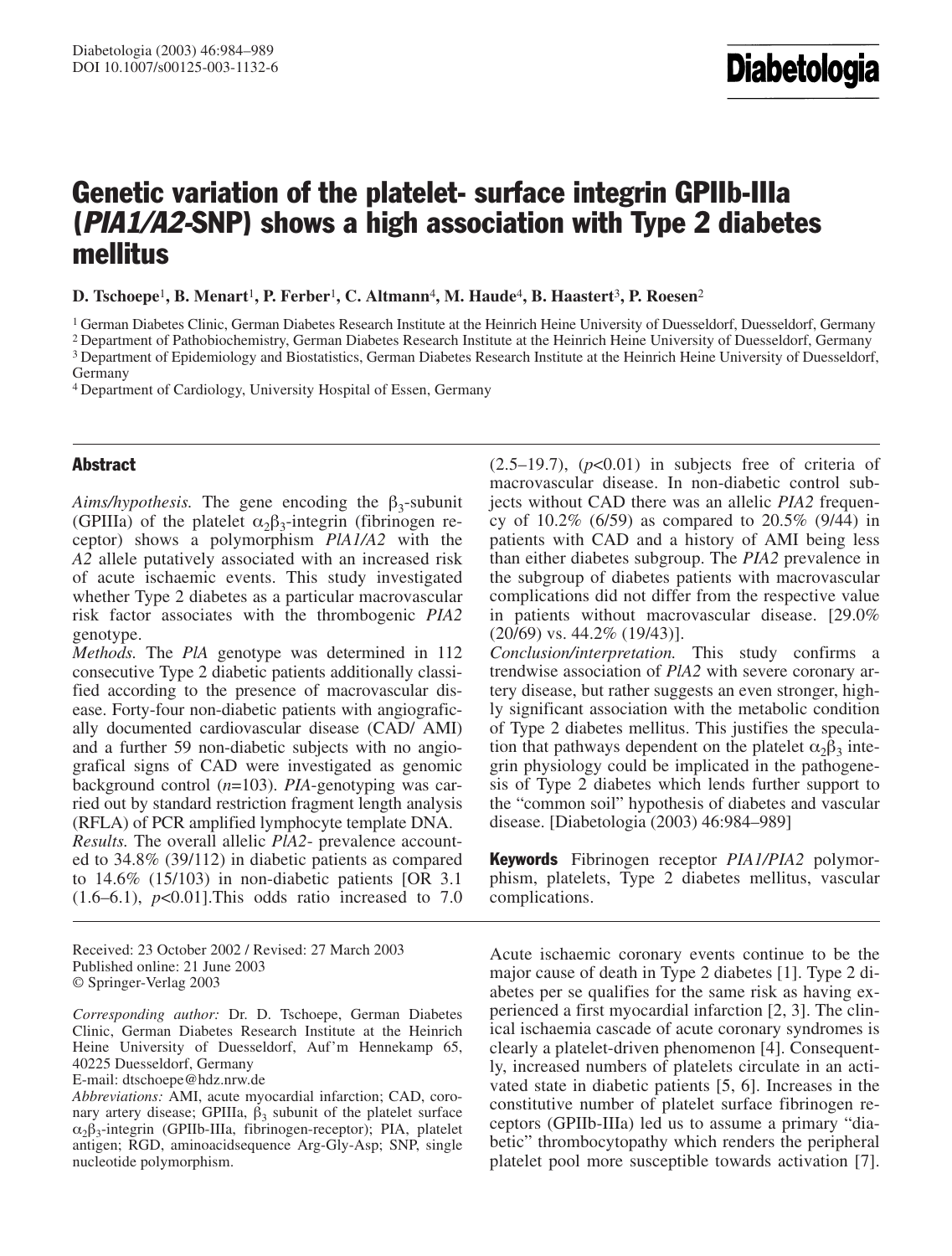# Genetic variation of the platelet- surface integrin GPIIb-IIIa (*PIA1/A2*-SNP) shows a high association with Type 2 diabetes mellitus

**D. Tschoepe[1], B. Menart[1], P. Ferber[1], C. Altmann[4], M. Haude[4], B. Haastert[3], P. Roesen[2]**

[1] German Diabetes Clinic, German Diabetes Research Institute at the Heinrich Heine University of Duesseldorf, Duesseldorf, Germany
[2] Department of Pathobiochemistry, German Diabetes Research Institute at the Heinrich Heine University of Duesseldorf, Germany
[3] Department of Epidemiology and Biostatistics, German Diabetes Research Institute at the Heinrich Heine University of Duesseldorf, Germany
[4] Department of Cardiology, University Hospital of Essen, Germany

## Abstract

*Aims/hypothesis.* The gene encoding the $\beta_3$-subunit (GPIIIa) of the platelet $\alpha_2\beta_3$-integrin (fibrinogen receptor) shows a polymorphism *PlA1/A2* with the *A2* allele putatively associated with an increased risk of acute ischaemic events. This study investigated whether Type 2 diabetes as a particular macrovascular risk factor associates with the thrombogenic *PIA2* genotype.

*Methods.* The *PlA* genotype was determined in 112 consecutive Type 2 diabetic patients additionally classified according to the presence of macrovascular disease. Forty-four non-diabetic patients with angiografically documented cardiovascular disease (CAD/ AMI) and a further 59 non-diabetic subjects with no angiografical signs of CAD were investigated as genomic background control ($n$=103). *PIA*-genotyping was carried out by standard restriction fragment length analysis (RFLA) of PCR amplified lymphocyte template DNA.

*Results.* The overall allelic *PlA2*- prevalence accounted to 34.8% (39/112) in diabetic patients as compared to 14.6% (15/103) in non-diabetic patients [OR 3.1 (1.6–6.1), $p$<0.01].This odds ratio increased to 7.0 (2.5–19.7), ($p$<0.01) in subjects free of criteria of macrovascular disease. In non-diabetic control subjects without CAD there was an allelic *PIA2* frequency of 10.2% (6/59) as compared to 20.5% (9/44) in patients with CAD and a history of AMI being less than either diabetes subgroup. The *PIA2* prevalence in the subgroup of diabetes patients with macrovascular complications did not differ from the respective value in patients without macrovascular disease. [29.0% (20/69) vs. 44.2% (19/43)].

*Conclusion/interpretation.* This study confirms a trendwise association of *PlA2* with severe coronary artery disease, but rather suggests an even stronger, highly significant association with the metabolic condition of Type 2 diabetes mellitus. This justifies the speculation that pathways dependent on the platelet $\alpha_2\beta_3$ integrin physiology could be implicated in the pathogenesis of Type 2 diabetes which lends further support to the "common soil" hypothesis of diabetes and vascular disease. [Diabetologia (2003) 46:984–989]

**Keywords** Fibrinogen receptor *PIA1/PIA2* polymorphism, platelets, Type 2 diabetes mellitus, vascular complications.

Received: 23 October 2002 / Revised: 27 March 2003
Published online: 21 June 2003
© Springer-Verlag 2003

*Corresponding author:* Dr. D. Tschoepe, German Diabetes Clinic, German Diabetes Research Institute at the Heinrich Heine University of Duesseldorf, Auf'm Hennekamp 65, 40225 Duesseldorf, Germany
E-mail: dtschoepe@hdz.nrw.de

*Abbreviations:* AMI, acute myocardial infarction; CAD, coronary artery disease; GPIIIa, $\beta_3$ subunit of the platelet surface $\alpha_2\beta_3$-integrin (GPIIb-IIIa, fibrinogen-receptor); PIA, platelet antigen; RGD, aminoacidsequence Arg-Gly-Asp; SNP, single nucleotide polymorphism.

Acute ischaemic coronary events continue to be the major cause of death in Type 2 diabetes [1]. Type 2 diabetes per se qualifies for the same risk as having experienced a first myocardial infarction [2, 3]. The clinical ischaemia cascade of acute coronary syndromes is clearly a platelet-driven phenomenon [4]. Consequently, increased numbers of platelets circulate in an activated state in diabetic patients [5, 6]. Increases in the constitutive number of platelet surface fibrinogen receptors (GPIIb-IIIa) led us to assume a primary "diabetic" thrombocytopathy which renders the peripheral platelet pool more susceptible towards activation [7].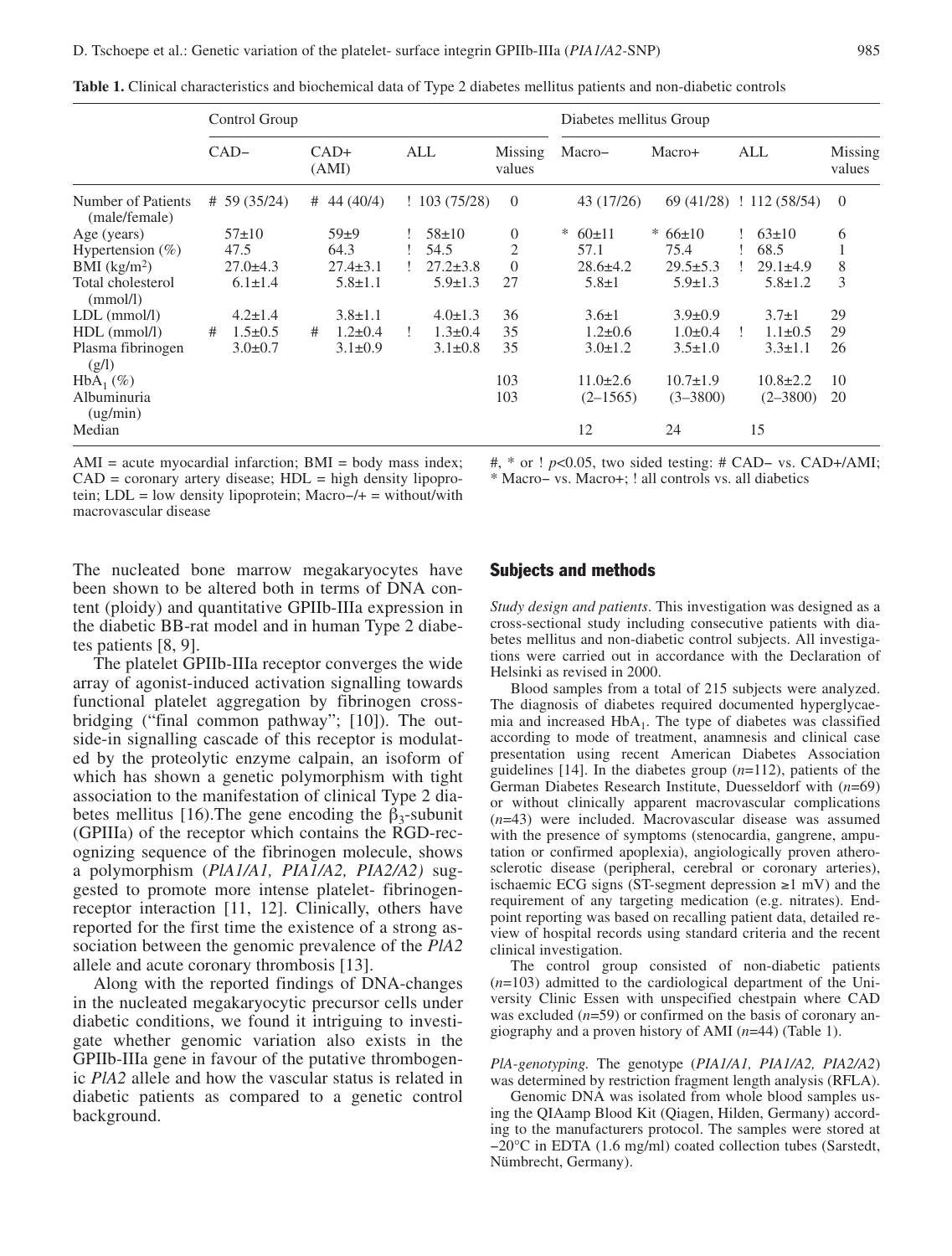**Table 1.** Clinical characteristics and biochemical data of Type 2 diabetes mellitus patients and non-diabetic controls

| | Control Group | | | | Diabetes mellitus Group | | | |
|---|---|---|---|---|---|---|---|---|
| | CAD– | CAD+ (AMI) | ALL | Missing values | Macro– | Macro+ | ALL | Missing values |
| Number of Patients (male/female) | # 59 (35/24) | # 44 (40/4) | ! 103 (75/28) | 0 | 43 (17/26) | 69 (41/28) | ! 112 (58/54) | 0 |
| Age (years) | 57±10 | 59±9 | ! 58±10 | 0 | * 60±11 | * 66±10 | ! 63±10 | 6 |
| Hypertension (%) | 47.5 | 64.3 | ! 54.5 | 2 | 57.1 | 75.4 | ! 68.5 | 1 |
| BMI (kg/m$^2$) | 27.0±4.3 | 27.4±3.1 | ! 27.2±3.8 | 0 | 28.6±4.2 | 29.5±5.3 | ! 29.1±4.9 | 8 |
| Total cholesterol (mmol/l) | 6.1±1.4 | 5.8±1.1 | 5.9±1.3 | 27 | 5.8±1 | 5.9±1.3 | 5.8±1.2 | 3 |
| LDL (mmol/l) | 4.2±1.4 | 3.8±1.1 | 4.0±1.3 | 36 | 3.6±1 | 3.9±0.9 | 3.7±1 | 29 |
| HDL (mmol/l) | # 1.5±0.5 | # 1.2±0.4 | ! 1.3±0.4 | 35 | 1.2±0.6 | 1.0±0.4 | ! 1.1±0.5 | 29 |
| Plasma fibrinogen (g/l) | 3.0±0.7 | 3.1±0.9 | 3.1±0.8 | 35 | 3.0±1.2 | 3.5±1.0 | 3.3±1.1 | 26 |
| HbA$_1$ (%) | | | | 103 | 11.0±2.6 | 10.7±1.9 | 10.8±2.2 | 10 |
| Albuminuria (ug/min) | | | | 103 | (2–1565) | (3–3800) | (2–3800) | 20 |
| Median | | | | | 12 | 24 | 15 | |

AMI = acute myocardial infarction; BMI = body mass index; CAD = coronary artery disease; HDL = high density lipoprotein; LDL = low density lipoprotein; Macro–/+ = without/with macrovascular disease

#, * or ! $p<0.05$, two sided testing: # CAD– vs. CAD+/AMI; * Macro– vs. Macro+; ! all controls vs. all diabetics

The nucleated bone marrow megakaryocytes have been shown to be altered both in terms of DNA content (ploidy) and quantitative GPIIb-IIIa expression in the diabetic BB-rat model and in human Type 2 diabetes patients [8, 9].

The platelet GPIIb-IIIa receptor converges the wide array of agonist-induced activation signalling towards functional platelet aggregation by fibrinogen crossbridging ("final common pathway"; [10]). The outside-in signalling cascade of this receptor is modulated by the proteolytic enzyme calpain, an isoform of which has shown a genetic polymorphism with tight association to the manifestation of clinical Type 2 diabetes mellitus [16].The gene encoding the $\beta_3$-subunit (GPIIIa) of the receptor which contains the RGD-recognizing sequence of the fibrinogen molecule, shows a polymorphism (*PlA1/A1, PIA1/A2, PIA2/A2)* suggested to promote more intense platelet- fibrinogen-receptor interaction [11, 12]. Clinically, others have reported for the first time the existence of a strong association between the genomic prevalence of the *PlA2* allele and acute coronary thrombosis [13].

Along with the reported findings of DNA-changes in the nucleated megakaryocytic precursor cells under diabetic conditions, we found it intriguing to investigate whether genomic variation also exists in the GPIIb-IIIa gene in favour of the putative thrombogenic *PlA2* allele and how the vascular status is related in diabetic patients as compared to a genetic control background.

## Subjects and methods

*Study design and patients*. This investigation was designed as a cross-sectional study including consecutive patients with diabetes mellitus and non-diabetic control subjects. All investigations were carried out in accordance with the Declaration of Helsinki as revised in 2000.

Blood samples from a total of 215 subjects were analyzed. The diagnosis of diabetes required documented hyperglycaemia and increased HbA$_1$. The type of diabetes was classified according to mode of treatment, anamnesis and clinical case presentation using recent American Diabetes Association guidelines [14]. In the diabetes group ($n$=112), patients of the German Diabetes Research Institute, Duesseldorf with ($n$=69) or without clinically apparent macrovascular complications ($n$=43) were included. Macrovascular disease was assumed with the presence of symptoms (stenocardia, gangrene, amputation or confirmed apoplexia), angiologically proven atherosclerotic disease (peripheral, cerebral or coronary arteries), ischaemic ECG signs (ST-segment depression ≥1 mV) and the requirement of any targeting medication (e.g. nitrates). Endpoint reporting was based on recalling patient data, detailed review of hospital records using standard criteria and the recent clinical investigation.

The control group consisted of non-diabetic patients ($n$=103) admitted to the cardiological department of the University Clinic Essen with unspecified chestpain where CAD was excluded ($n$=59) or confirmed on the basis of coronary angiography and a proven history of AMI ($n$=44) (Table 1).

*PlA-genotyping.* The genotype (*PIA1/A1, PIA1/A2, PIA2/A2*) was determined by restriction fragment length analysis (RFLA).

Genomic DNA was isolated from whole blood samples using the QIAamp Blood Kit (Qiagen, Hilden, Germany) according to the manufacturers protocol. The samples were stored at −20°C in EDTA (1.6 mg/ml) coated collection tubes (Sarstedt, Nümbrecht, Germany).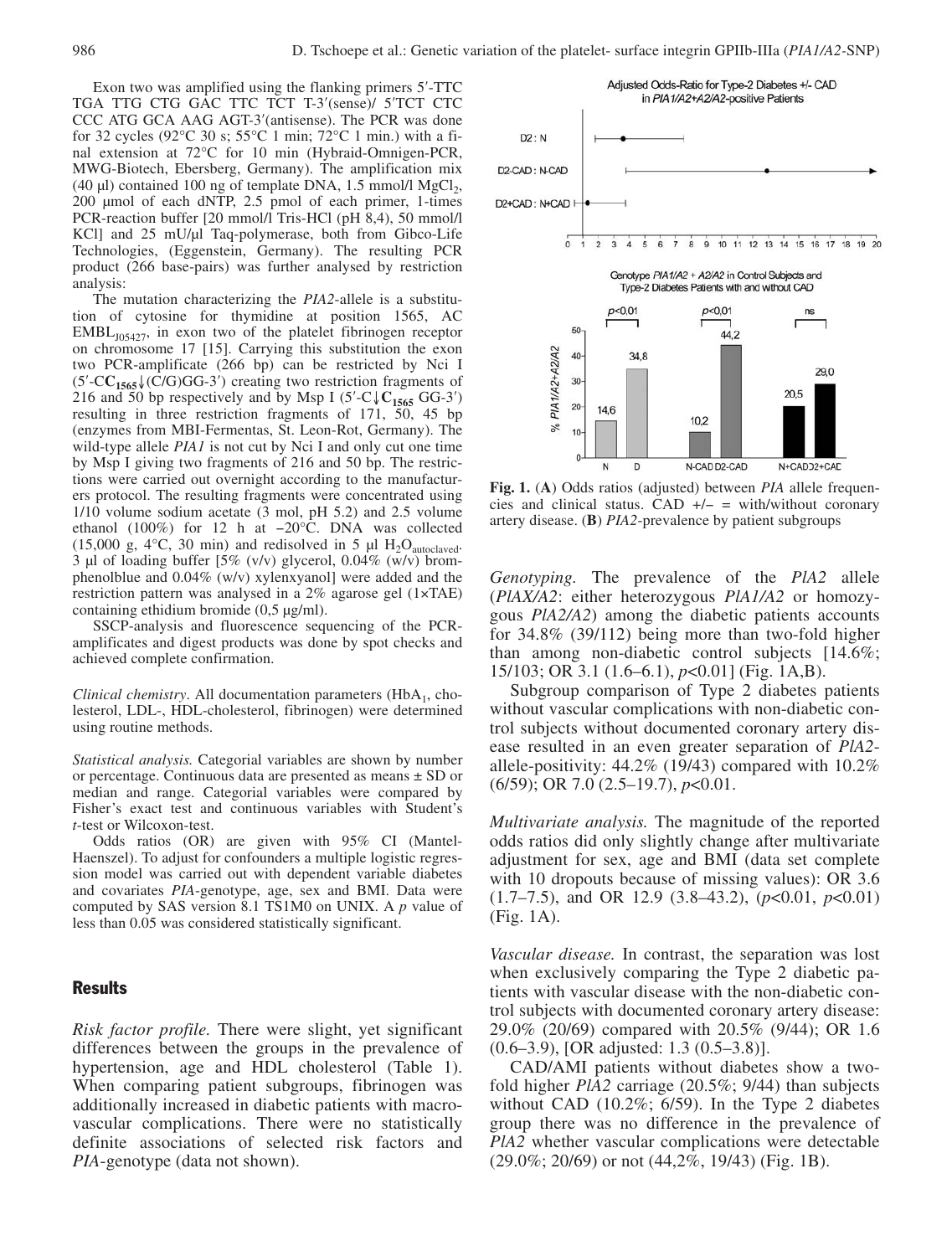Exon two was amplified using the flanking primers 5′-TTC TGA TTG CTG GAC TTC TCT T-3′(sense)/ 5′TCT CTC CCC ATG GCA AAG AGT-3′(antisense). The PCR was done for 32 cycles (92°C 30 s; 55°C 1 min; 72°C 1 min.) with a final extension at 72°C for 10 min (Hybraid-Omnigen-PCR, MWG-Biotech, Ebersberg, Germany). The amplification mix (40 µl) contained 100 ng of template DNA, 1.5 mmol/l $MgCl_2$, 200 µmol of each dNTP, 2.5 pmol of each primer, 1-times PCR-reaction buffer [20 mmol/l Tris-HCl (pH 8,4), 50 mmol/l KCl] and 25 mU/µl Taq-polymerase, both from Gibco-Life Technologies, (Eggenstein, Germany). The resulting PCR product (266 base-pairs) was further analysed by restriction analysis:

The mutation characterizing the *PlA2*-allele is a substitution of cytosine for thymidine at position 1565, AC $EMBL_{J05427}$, in exon two of the platelet fibrinogen receptor on chromosome 17 [15]. Carrying this substitution the exon two PCR-amplificate (266 bp) can be restricted by Nci I (5′-C**$C_{1565}$**↓(C/G)GG-3′) creating two restriction fragments of 216 and 50 bp respectively and by Msp I (5′-C↓**$C_{1565}$** GG-3′) resulting in three restriction fragments of 171, 50, 45 bp (enzymes from MBI-Fermentas, St. Leon-Rot, Germany). The wild-type allele *PlA1* is not cut by Nci I and only cut one time by Msp I giving two fragments of 216 and 50 bp. The restrictions were carried out overnight according to the manufacturers protocol. The resulting fragments were concentrated using 1/10 volume sodium acetate (3 mol, pH 5.2) and 2.5 volume ethanol (100%) for 12 h at −20°C. DNA was collected (15,000 g, 4°C, 30 min) and redisolved in 5 µl $H_2O_{autoclaved}$. 3 µl of loading buffer [5% (v/v) glycerol, 0.04% (w/v) bromphenolblue and 0.04% (w/v) xylenxyanol] were added and the restriction pattern was analysed in a 2% agarose gel (1×TAE) containing ethidium bromide (0,5 µg/ml).

SSCP-analysis and fluorescence sequencing of the PCR-amplificates and digest products was done by spot checks and achieved complete confirmation.

*Clinical chemistry*. All documentation parameters ($HbA_1$, cholesterol, LDL-, HDL-cholesterol, fibrinogen) were determined using routine methods.

*Statistical analysis.* Categorial variables are shown by number or percentage. Continuous data are presented as means ± SD or median and range. Categorial variables were compared by Fisher's exact test and continuous variables with Student's *t*-test or Wilcoxon-test.

Odds ratios (OR) are given with 95% CI (Mantel-Haenszel). To adjust for confounders a multiple logistic regression model was carried out with dependent variable diabetes and covariates *PlA*-genotype, age, sex and BMI. Data were computed by SAS version 8.1 TS1M0 on UNIX. A *p* value of less than 0.05 was considered statistically significant.

## Results

*Risk factor profile.* There were slight, yet significant differences between the groups in the prevalence of hypertension, age and HDL cholesterol (Table 1). When comparing patient subgroups, fibrinogen was additionally increased in diabetic patients with macrovascular complications. There were no statistically definite associations of selected risk factors and *PlA*-genotype (data not shown).

**Fig. 1.** (**A**) Odds ratios (adjusted) between *PlA* allele frequencies and clinical status. CAD +/− = with/without coronary artery disease. (**B**) *PlA2*-prevalence by patient subgroups

*Genotyping.* The prevalence of the *PlA2* allele (*PlAX/A2*: either heterozygous *PlA1/A2* or homozygous *PlA2/A2*) among the diabetic patients accounts for 34.8% (39/112) being more than two-fold higher than among non-diabetic control subjects [14.6%; 15/103; OR 3.1 (1.6–6.1), $p<0.01$] (Fig. 1A,B).

Subgroup comparison of Type 2 diabetes patients without vascular complications with non-diabetic control subjects without documented coronary artery disease resulted in an even greater separation of *PlA2*-allele-positivity: 44.2% (19/43) compared with 10.2% (6/59); OR 7.0 (2.5–19.7), $p<0.01$.

*Multivariate analysis.* The magnitude of the reported odds ratios did only slightly change after multivariate adjustment for sex, age and BMI (data set complete with 10 dropouts because of missing values): OR 3.6 (1.7–7.5), and OR 12.9 (3.8–43.2), ($p<0.01$, $p<0.01$) (Fig. 1A).

*Vascular disease.* In contrast, the separation was lost when exclusively comparing the Type 2 diabetic patients with vascular disease with the non-diabetic control subjects with documented coronary artery disease: 29.0% (20/69) compared with 20.5% (9/44); OR 1.6 (0.6–3.9), [OR adjusted: 1.3 (0.5–3.8)].

CAD/AMI patients without diabetes show a two-fold higher *PlA2* carriage (20.5%; 9/44) than subjects without CAD (10.2%; 6/59). In the Type 2 diabetes group there was no difference in the prevalence of *PlA2* whether vascular complications were detectable (29.0%; 20/69) or not (44,2%, 19/43) (Fig. 1B).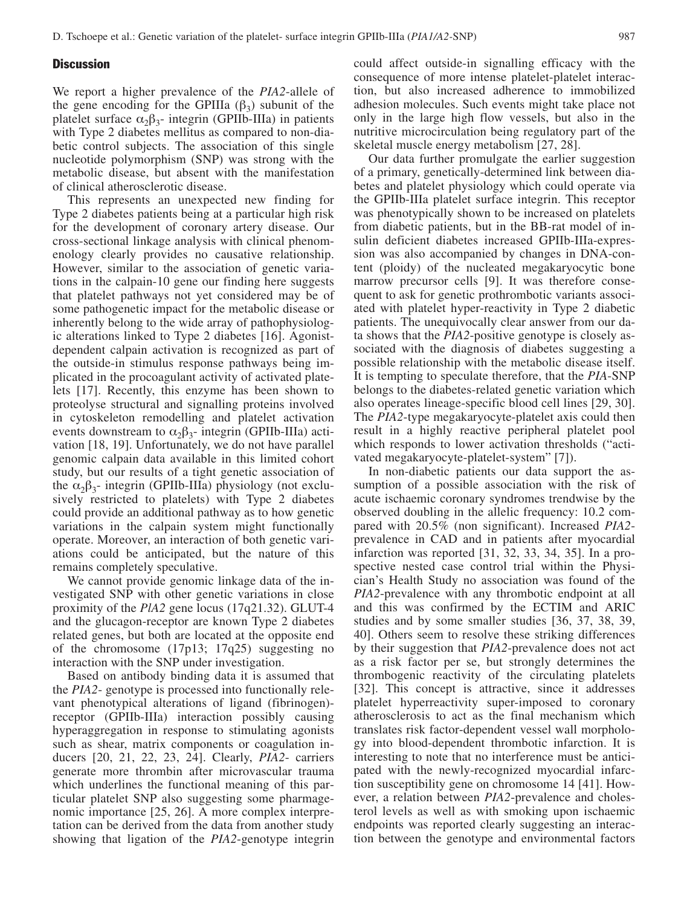## Discussion

We report a higher prevalence of the *PIA2*-allele of the gene encoding for the GPIIIa ($\beta_3$) subunit of the platelet surface $\alpha_2\beta_3$- integrin (GPIIb-IIIa) in patients with Type 2 diabetes mellitus as compared to non-diabetic control subjects. The association of this single nucleotide polymorphism (SNP) was strong with the metabolic disease, but absent with the manifestation of clinical atherosclerotic disease.

This represents an unexpected new finding for Type 2 diabetes patients being at a particular high risk for the development of coronary artery disease. Our cross-sectional linkage analysis with clinical phenomenology clearly provides no causative relationship. However, similar to the association of genetic variations in the calpain-10 gene our finding here suggests that platelet pathways not yet considered may be of some pathogenetic impact for the metabolic disease or inherently belong to the wide array of pathophysiologic alterations linked to Type 2 diabetes [16]. Agonist-dependent calpain activation is recognized as part of the outside-in stimulus response pathways being implicated in the procoagulant activity of activated platelets [17]. Recently, this enzyme has been shown to proteolyse structural and signalling proteins involved in cytoskeleton remodelling and platelet activation events downstream to $\alpha_2\beta_3$- integrin (GPIIb-IIIa) activation [18, 19]. Unfortunately, we do not have parallel genomic calpain data available in this limited cohort study, but our results of a tight genetic association of the $\alpha_2\beta_3$- integrin (GPIIb-IIIa) physiology (not exclusively restricted to platelets) with Type 2 diabetes could provide an additional pathway as to how genetic variations in the calpain system might functionally operate. Moreover, an interaction of both genetic variations could be anticipated, but the nature of this remains completely speculative.

We cannot provide genomic linkage data of the investigated SNP with other genetic variations in close proximity of the *PlA2* gene locus (17q21.32). GLUT-4 and the glucagon-receptor are known Type 2 diabetes related genes, but both are located at the opposite end of the chromosome (17p13; 17q25) suggesting no interaction with the SNP under investigation.

Based on antibody binding data it is assumed that the *PIA2*- genotype is processed into functionally relevant phenotypical alterations of ligand (fibrinogen)-receptor (GPIIb-IIIa) interaction possibly causing hyperaggregation in response to stimulating agonists such as shear, matrix components or coagulation inducers [20, 21, 22, 23, 24]. Clearly, *PIA2*- carriers generate more thrombin after microvascular trauma which underlines the functional meaning of this particular platelet SNP also suggesting some pharmagenomic importance [25, 26]. A more complex interpretation can be derived from the data from another study showing that ligation of the *PIA2*-genotype integrin could affect outside-in signalling efficacy with the consequence of more intense platelet-platelet interaction, but also increased adherence to immobilized adhesion molecules. Such events might take place not only in the large high flow vessels, but also in the nutritive microcirculation being regulatory part of the skeletal muscle energy metabolism [27, 28].

Our data further promulgate the earlier suggestion of a primary, genetically-determined link between diabetes and platelet physiology which could operate via the GPIIb-IIIa platelet surface integrin. This receptor was phenotypically shown to be increased on platelets from diabetic patients, but in the BB-rat model of insulin deficient diabetes increased GPIIb-IIIa-expression was also accompanied by changes in DNA-content (ploidy) of the nucleated megakaryocytic bone marrow precursor cells [9]. It was therefore consequent to ask for genetic prothrombotic variants associated with platelet hyper-reactivity in Type 2 diabetic patients. The unequivocally clear answer from our data shows that the *PIA2*-positive genotype is closely associated with the diagnosis of diabetes suggesting a possible relationship with the metabolic disease itself. It is tempting to speculate therefore, that the *PIA*-SNP belongs to the diabetes-related genetic variation which also operates lineage-specific blood cell lines [29, 30]. The *PIA2*-type megakaryocyte-platelet axis could then result in a highly reactive peripheral platelet pool which responds to lower activation thresholds ("activated megakaryocyte-platelet-system" [7]).

In non-diabetic patients our data support the assumption of a possible association with the risk of acute ischaemic coronary syndromes trendwise by the observed doubling in the allelic frequency: 10.2 compared with 20.5% (non significant). Increased *PIA2*-prevalence in CAD and in patients after myocardial infarction was reported [31, 32, 33, 34, 35]. In a prospective nested case control trial within the Physician's Health Study no association was found of the *PIA2*-prevalence with any thrombotic endpoint at all and this was confirmed by the ECTIM and ARIC studies and by some smaller studies [36, 37, 38, 39, 40]. Others seem to resolve these striking differences by their suggestion that *PIA2*-prevalence does not act as a risk factor per se, but strongly determines the thrombogenic reactivity of the circulating platelets [32]. This concept is attractive, since it addresses platelet hyperreactivity super-imposed to coronary atherosclerosis to act as the final mechanism which translates risk factor-dependent vessel wall morphology into blood-dependent thrombotic infarction. It is interesting to note that no interference must be anticipated with the newly-recognized myocardial infarction susceptibility gene on chromosome 14 [41]. However, a relation between *PIA2*-prevalence and cholesterol levels as well as with smoking upon ischaemic endpoints was reported clearly suggesting an interaction between the genotype and environmental factors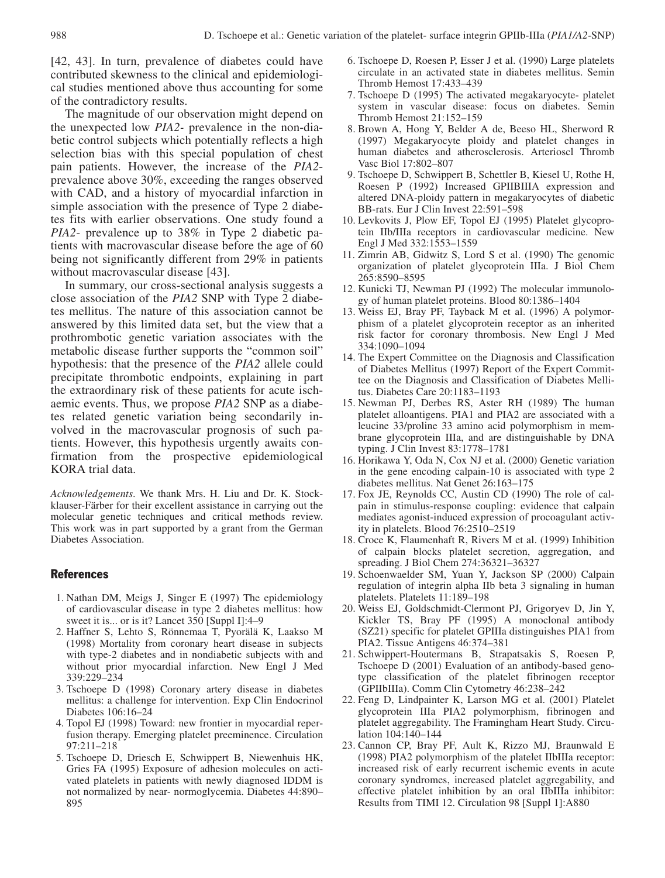[42, 43]. In turn, prevalence of diabetes could have contributed skewness to the clinical and epidemiological studies mentioned above thus accounting for some of the contradictory results.

The magnitude of our observation might depend on the unexpected low *PIA2*- prevalence in the non-diabetic control subjects which potentially reflects a high selection bias with this special population of chest pain patients. However, the increase of the *PIA2*-prevalence above 30%, exceeding the ranges observed with CAD, and a history of myocardial infarction in simple association with the presence of Type 2 diabetes fits with earlier observations. One study found a *PIA2*- prevalence up to 38% in Type 2 diabetic patients with macrovascular disease before the age of 60 being not significantly different from 29% in patients without macrovascular disease [43].

In summary, our cross-sectional analysis suggests a close association of the *PIA2* SNP with Type 2 diabetes mellitus. The nature of this association cannot be answered by this limited data set, but the view that a prothrombotic genetic variation associates with the metabolic disease further supports the "common soil" hypothesis: that the presence of the *PIA2* allele could precipitate thrombotic endpoints, explaining in part the extraordinary risk of these patients for acute ischaemic events. Thus, we propose *PIA2* SNP as a diabetes related genetic variation being secondarily involved in the macrovascular prognosis of such patients. However, this hypothesis urgently awaits confirmation from the prospective epidemiological KORA trial data.

*Acknowledgements*. We thank Mrs. H. Liu and Dr. K. Stockklauser-Färber for their excellent assistance in carrying out the molecular genetic techniques and critical methods review. This work was in part supported by a grant from the German Diabetes Association.

## References

1. Nathan DM, Meigs J, Singer E (1997) The epidemiology of cardiovascular disease in type 2 diabetes mellitus: how sweet it is... or is it? Lancet 350 [Suppl I]:4–9
2. Haffner S, Lehto S, Rönnemaa T, Pyorälä K, Laakso M (1998) Mortality from coronary heart disease in subjects with type-2 diabetes and in nondiabetic subjects with and without prior myocardial infarction. New Engl J Med 339:229–234
3. Tschoepe D (1998) Coronary artery disease in diabetes mellitus: a challenge for intervention. Exp Clin Endocrinol Diabetes 106:16–24
4. Topol EJ (1998) Toward: new frontier in myocardial reperfusion therapy. Emerging platelet preeminence. Circulation 97:211–218
5. Tschoepe D, Driesch E, Schwippert B, Niewenhuis HK, Gries FA (1995) Exposure of adhesion molecules on activated platelets in patients with newly diagnosed IDDM is not normalized by near- normoglycemia. Diabetes 44:890–895
6. Tschoepe D, Roesen P, Esser J et al. (1990) Large platelets circulate in an activated state in diabetes mellitus. Semin Thromb Hemost 17:433–439
7. Tschoepe D (1995) The activated megakaryocyte- platelet system in vascular disease: focus on diabetes. Semin Thromb Hemost 21:152–159
8. Brown A, Hong Y, Belder A de, Beeso HL, Sherword R (1997) Megakaryocyte ploidy and platelet changes in human diabetes and atherosclerosis. Arterioscl Thromb Vasc Biol 17:802–807
9. Tschoepe D, Schwippert B, Schettler B, Kiesel U, Rothe H, Roesen P (1992) Increased GPIIBIIIA expression and altered DNA-ploidy pattern in megakaryocytes of diabetic BB-rats. Eur J Clin Invest 22:591–598
10. Levkovits J, Plow EF, Topol EJ (1995) Platelet glycoprotein IIb/IIIa receptors in cardiovascular medicine. New Engl J Med 332:1553–1559
11. Zimrin AB, Gidwitz S, Lord S et al. (1990) The genomic organization of platelet glycoprotein IIIa. J Biol Chem 265:8590–8595
12. Kunicki TJ, Newman PJ (1992) The molecular immunology of human platelet proteins. Blood 80:1386–1404
13. Weiss EJ, Bray PF, Tayback M et al. (1996) A polymorphism of a platelet glycoprotein receptor as an inherited risk factor for coronary thrombosis. New Engl J Med 334:1090–1094
14. The Expert Committee on the Diagnosis and Classification of Diabetes Mellitus (1997) Report of the Expert Committee on the Diagnosis and Classification of Diabetes Mellitus. Diabetes Care 20:1183–1193
15. Newman PJ, Derbes RS, Aster RH (1989) The human platelet alloantigens. PIA1 and PIA2 are associated with a leucine 33/proline 33 amino acid polymorphism in membrane glycoprotein IIIa, and are distinguishable by DNA typing. J Clin Invest 83:1778–1781
16. Horikawa Y, Oda N, Cox NJ et al. (2000) Genetic variation in the gene encoding calpain-10 is associated with type 2 diabetes mellitus. Nat Genet 26:163–175
17. Fox JE, Reynolds CC, Austin CD (1990) The role of calpain in stimulus-response coupling: evidence that calpain mediates agonist-induced expression of procoagulant activity in platelets. Blood 76:2510–2519
18. Croce K, Flaumenhaft R, Rivers M et al. (1999) Inhibition of calpain blocks platelet secretion, aggregation, and spreading. J Biol Chem 274:36321–36327
19. Schoenwaelder SM, Yuan Y, Jackson SP (2000) Calpain regulation of integrin alpha IIb beta 3 signaling in human platelets. Platelets 11:189–198
20. Weiss EJ, Goldschmidt-Clermont PJ, Grigoryev D, Jin Y, Kickler TS, Bray PF (1995) A monoclonal antibody (SZ21) specific for platelet GPIIIa distinguishes PIA1 from PIA2. Tissue Antigens 46:374–381
21. Schwippert-Houtermans B, Strapatsakis S, Roesen P, Tschoepe D (2001) Evaluation of an antibody-based genotype classification of the platelet fibrinogen receptor (GPIIbIIIa). Comm Clin Cytometry 46:238–242
22. Feng D, Lindpainter K, Larson MG et al. (2001) Platelet glycoprotein IIIa PIA2 polymorphism, fibrinogen and platelet aggregability. The Framingham Heart Study. Circulation 104:140–144
23. Cannon CP, Bray PF, Ault K, Rizzo MJ, Braunwald E (1998) PIA2 polymorphism of the platelet IIbIIIa receptor: increased risk of early recurrent ischemic events in acute coronary syndromes, increased platelet aggregability, and effective platelet inhibition by an oral IIbIIIa inhibitor: Results from TIMI 12. Circulation 98 [Suppl 1]:A880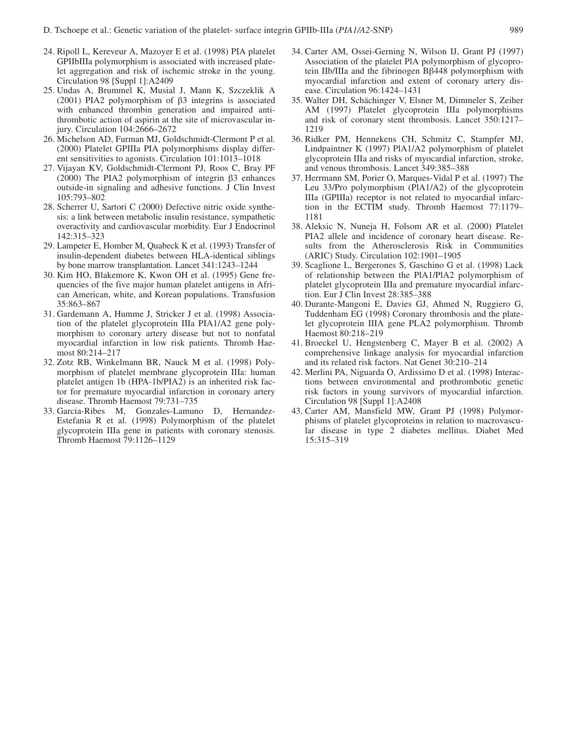24. Ripoll L, Kereveur A, Mazoyer E et al. (1998) PIA platelet GPIIbIIIa polymorphism is associated with increased platelet aggregation and risk of ischemic stroke in the young. Circulation 98 [Suppl 1]:A2409
25. Undas A, Brummel K, Musial J, Mann K, Szczeklik A (2001) PIA2 polymorphism of β3 integrins is associated with enhanced thrombin generation and impaired antithrombotic action of aspirin at the site of microvascular injury. Circulation 104:2666–2672
26. Michelson AD, Furman MJ, Goldschmidt-Clermont P et al. (2000) Platelet GPIIIa PIA polymorphisms display different sensitivities to agonists. Circulation 101:1013–1018
27. Vijayan KV, Goldschmidt-Clermont PJ, Roos C, Bray PF (2000) The PIA2 polymorphism of integrin β3 enhances outside-in signaling and adhesive functions. J Clin Invest 105:793–802
28. Scherrer U, Sartori C (2000) Defective nitric oxide synthesis: a link between metabolic insulin resistance, sympathetic overactivity and cardiovascular morbidity. Eur J Endocrinol 142:315–323
29. Lampeter E, Homber M, Quabeck K et al. (1993) Transfer of insulin-dependent diabetes between HLA-identical siblings by bone marrow transplantation. Lancet 341:1243–1244
30. Kim HO, Blakemore K, Kwon OH et al. (1995) Gene frequencies of the five major human platelet antigens in African American, white, and Korean populations. Transfusion 35:863–867
31. Gardemann A, Humme J, Stricker J et al. (1998) Association of the platelet glycoprotein IIIa PIA1/A2 gene polymorphism to coronary artery disease but not to nonfatal myocardial infarction in low risk patients. Thromb Haemost 80:214–217
32. Zotz RB, Winkelmann BR, Nauck M et al. (1998) Polymorphism of platelet membrane glycoprotein IIIa: human platelet antigen 1b (HPA-1b/PIA2) is an inherited risk factor for premature myocardial infarction in coronary artery disease. Thromb Haemost 79:731–735
33. Garcia-Ribes M, Gonzales-Lamuno D, Hernandez-Estefania R et al. (1998) Polymorphism of the platelet glycoprotein IIIa gene in patients with coronary stenosis. Thromb Haemost 79:1126–1129
34. Carter AM, Ossei-Gerning N, Wilson IJ, Grant PJ (1997) Association of the platelet PlA polymorphism of glycoprotein IIb/IIIa and the fibrinogen Bβ448 polymorphism with myocardial infarction and extent of coronary artery disease. Circulation 96:1424–1431
35. Walter DH, Schächinger V, Elsner M, Dimmeler S, Zeiher AM (1997) Platelet glycoprotein IIIa polymorphisms and risk of coronary stent thrombosis. Lancet 350:1217–1219
36. Ridker PM, Hennekens CH, Schmitz C, Stampfer MJ, Lindpaintner K (1997) PlA1/A2 polymorphism of platelet glycoprotein IIIa and risks of myocardial infarction, stroke, and venous thrombosis. Lancet 349:385–388
37. Herrmann SM, Porier O, Marques-Vidal P et al. (1997) The Leu 33/Pro polymorphism (PlA1/A2) of the glycoprotein IIIa (GPIIIa) receptor is not related to myocardial infarction in the ECTIM study. Thromb Haemost 77:1179–1181
38. Aleksic N, Nuneja H, Folsom AR et al. (2000) Platelet PIA2 allele and incidence of coronary heart disease. Results from the Atherosclerosis Risk in Communities (ARIC) Study. Circulation 102:1901–1905
39. Scaglione L, Bergerones S, Gaschino G et al. (1998) Lack of relationship between the PlA1/PlA2 polymorphism of platelet glycoprotein IIIa and premature myocardial infarction. Eur J Clin Invest 28:385–388
40. Durante-Mangoni E, Davies GJ, Ahmed N, Ruggiero G, Tuddenham EG (1998) Coronary thrombosis and the platelet glycoprotein IIIA gene PLA2 polymorphism. Thromb Haemost 80:218–219
41. Broeckel U, Hengstenberg C, Mayer B et al. (2002) A comprehensive linkage analysis for myocardial infarction and its related risk factors. Nat Genet 30:210–214
42. Merlini PA, Niguarda O, Ardissimo D et al. (1998) Interactions between environmental and prothrombotic genetic risk factors in young survivors of myocardial infarction. Circulation 98 [Suppl 1]:A2408
43. Carter AM, Mansfield MW, Grant PJ (1998) Polymorphisms of platelet glycoproteins in relation to macrovascular disease in type 2 diabetes mellitus. Diabet Med 15:315–319